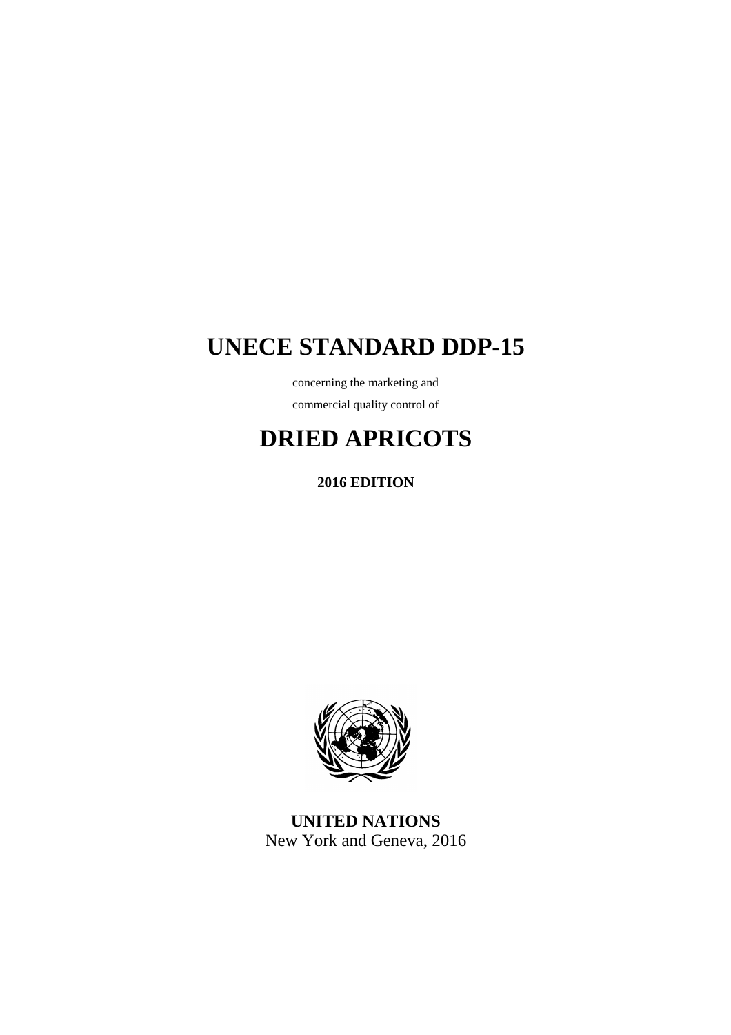# UNECE STANDARD DDP-15

concerning the marketing and

commercial quality control of

# DRIED APRICOTS

**2016 EDITION**

**UNITED NATIONS**

New York and Geneva, 2016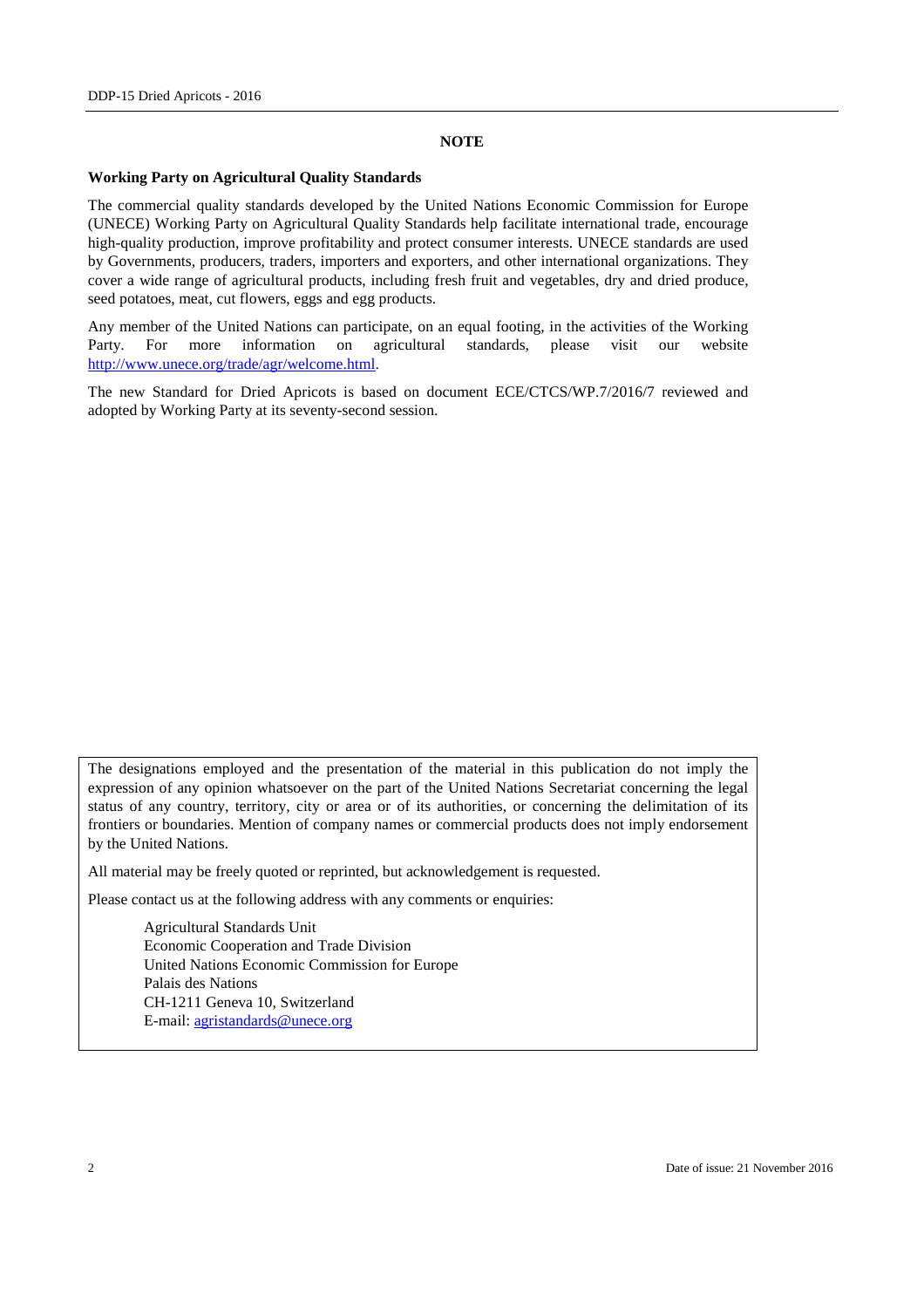**NOTE**

**Working Party on Agricultural Quality Standards**

The commercial quality standards developed by the United Nations Economic Commission for Europe (UNECE) Working Party on Agricultural Quality Standards help facilitate international trade, encourage high-quality production, improve profitability and protect consumer interests. UNECE standards are used by Governments, producers, traders, importers and exporters, and other international organizations. They cover a wide range of agricultural products, including fresh fruit and vegetables, dry and dried produce, seed potatoes, meat, cut flowers, eggs and egg products.

Any member of the United Nations can participate, on an equal footing, in the activities of the Working Party. For more information on agricultural standards, please visit our website http://www.unece.org/trade/agr/welcome.html.

The new Standard for Dried Apricots is based on document ECE/CTCS/WP.7/2016/7 reviewed and adopted by Working Party at its seventy-second session.

The designations employed and the presentation of the material in this publication do not imply the expression of any opinion whatsoever on the part of the United Nations Secretariat concerning the legal status of any country, territory, city or area or of its authorities, or concerning the delimitation of its frontiers or boundaries. Mention of company names or commercial products does not imply endorsement by the United Nations.

All material may be freely quoted or reprinted, but acknowledgement is requested.

Please contact us at the following address with any comments or enquiries:

Agricultural Standards Unit
Economic Cooperation and Trade Division
United Nations Economic Commission for Europe
Palais des Nations
CH-1211 Geneva 10, Switzerland
E-mail: agristandards@unece.org

Date of issue: 21 November 2016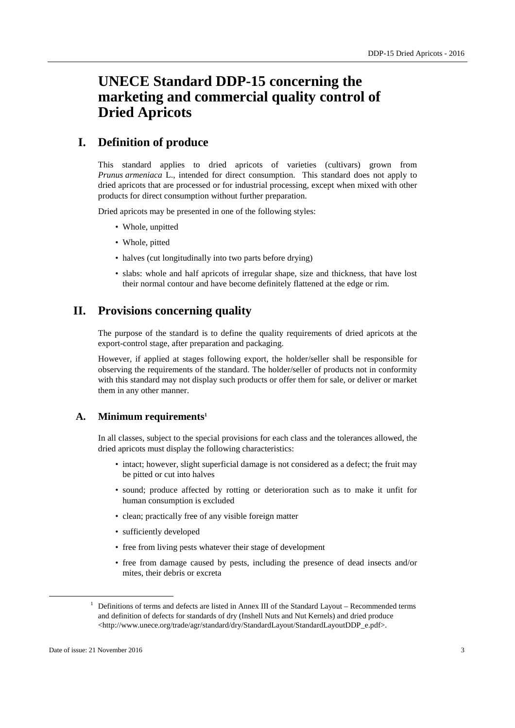# UNECE Standard DDP-15 concerning the marketing and commercial quality control of Dried Apricots

## I. Definition of produce

This standard applies to dried apricots of varieties (cultivars) grown from *Prunus armeniaca* L., intended for direct consumption. This standard does not apply to dried apricots that are processed or for industrial processing, except when mixed with other products for direct consumption without further preparation.

Dried apricots may be presented in one of the following styles:

- Whole, unpitted
- Whole, pitted
- halves (cut longitudinally into two parts before drying)
- slabs: whole and half apricots of irregular shape, size and thickness, that have lost their normal contour and have become definitely flattened at the edge or rim.

## II. Provisions concerning quality

The purpose of the standard is to define the quality requirements of dried apricots at the export-control stage, after preparation and packaging.

However, if applied at stages following export, the holder/seller shall be responsible for observing the requirements of the standard. The holder/seller of products not in conformity with this standard may not display such products or offer them for sale, or deliver or market them in any other manner.

### A. Minimum requirements[1]

In all classes, subject to the special provisions for each class and the tolerances allowed, the dried apricots must display the following characteristics:

- intact; however, slight superficial damage is not considered as a defect; the fruit may be pitted or cut into halves
- sound; produce affected by rotting or deterioration such as to make it unfit for human consumption is excluded
- clean; practically free of any visible foreign matter
- sufficiently developed
- free from living pests whatever their stage of development
- free from damage caused by pests, including the presence of dead insects and/or mites, their debris or excreta

[1] Definitions of terms and defects are listed in Annex III of the Standard Layout – Recommended terms and definition of defects for standards of dry (Inshell Nuts and Nut Kernels) and dried produce <http://www.unece.org/trade/agr/standard/dry/StandardLayout/StandardLayoutDDP_e.pdf>.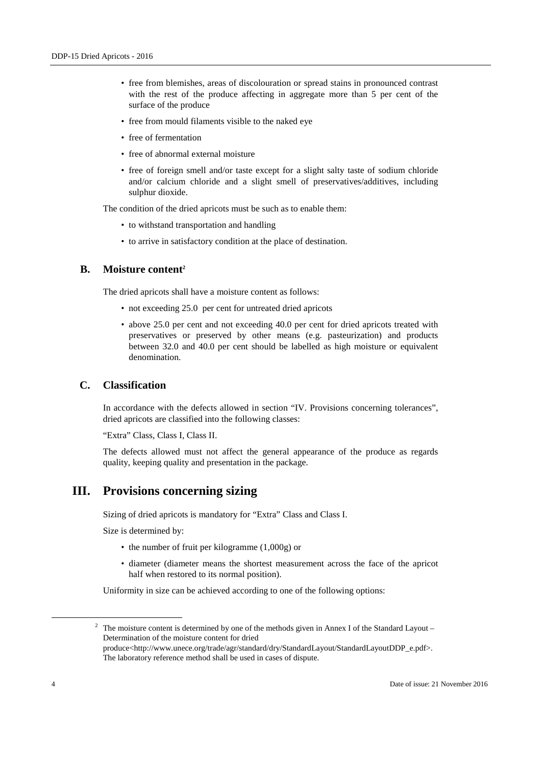- free from blemishes, areas of discolouration or spread stains in pronounced contrast with the rest of the produce affecting in aggregate more than 5 per cent of the surface of the produce
- free from mould filaments visible to the naked eye
- free of fermentation
- free of abnormal external moisture
- free of foreign smell and/or taste except for a slight salty taste of sodium chloride and/or calcium chloride and a slight smell of preservatives/additives, including sulphur dioxide.

The condition of the dried apricots must be such as to enable them:

- to withstand transportation and handling
- to arrive in satisfactory condition at the place of destination.

## B. Moisture content[2]

The dried apricots shall have a moisture content as follows:

- not exceeding 25.0 per cent for untreated dried apricots
- above 25.0 per cent and not exceeding 40.0 per cent for dried apricots treated with preservatives or preserved by other means (e.g. pasteurization) and products between 32.0 and 40.0 per cent should be labelled as high moisture or equivalent denomination.

## C. Classification

In accordance with the defects allowed in section "IV. Provisions concerning tolerances", dried apricots are classified into the following classes:

"Extra" Class, Class I, Class II.

The defects allowed must not affect the general appearance of the produce as regards quality, keeping quality and presentation in the package.

# III. Provisions concerning sizing

Sizing of dried apricots is mandatory for "Extra" Class and Class I.

Size is determined by:

- the number of fruit per kilogramme (1,000g) or
- diameter (diameter means the shortest measurement across the face of the apricot half when restored to its normal position).

Uniformity in size can be achieved according to one of the following options:

---

[2] The moisture content is determined by one of the methods given in Annex I of the Standard Layout – Determination of the moisture content for dried produce<http://www.unece.org/trade/agr/standard/dry/StandardLayout/StandardLayoutDDP_e.pdf>. The laboratory reference method shall be used in cases of dispute.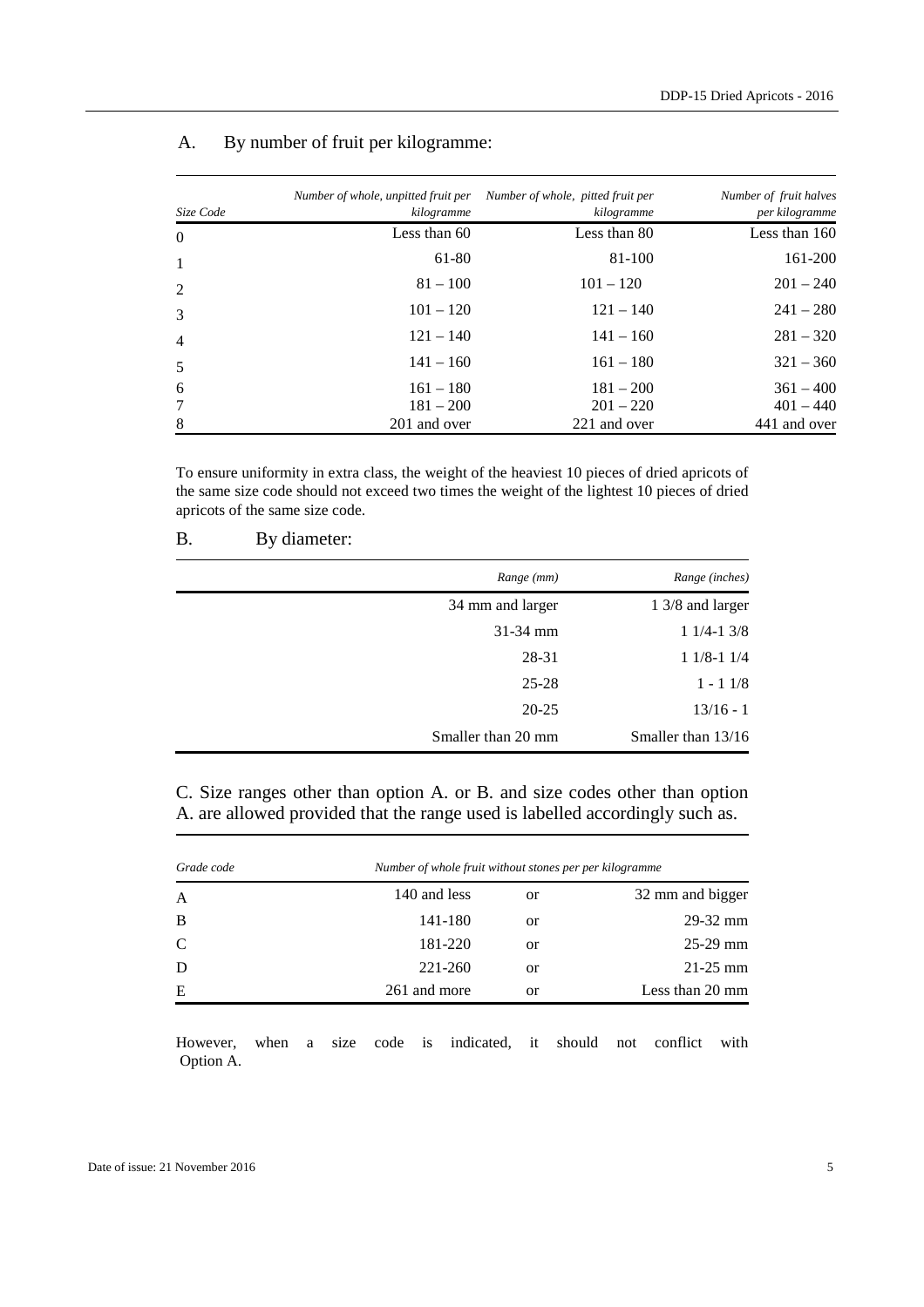A. By number of fruit per kilogramme:

| *Size Code* | *Number of whole, unpitted fruit per kilogramme* | *Number of whole, pitted fruit per kilogramme* | *Number of fruit halves per kilogramme* |
|---|---|---|---|
| 0 | Less than 60 | Less than 80 | Less than 160 |
| 1 | 61-80 | 81-100 | 161-200 |
| 2 | 81 – 100 | 101 – 120 | 201 – 240 |
| 3 | 101 – 120 | 121 – 140 | 241 – 280 |
| 4 | 121 – 140 | 141 – 160 | 281 – 320 |
| 5 | 141 – 160 | 161 – 180 | 321 – 360 |
| 6 | 161 – 180 | 181 – 200 | 361 – 400 |
| 7 | 181 – 200 | 201 – 220 | 401 – 440 |
| 8 | 201 and over | 221 and over | 441 and over |

To ensure uniformity in extra class, the weight of the heaviest 10 pieces of dried apricots of the same size code should not exceed two times the weight of the lightest 10 pieces of dried apricots of the same size code.

B. By diameter:

| *Range (mm)* | *Range (inches)* |
|---|---|
| 34 mm and larger | 1 3/8 and larger |
| 31-34 mm | 1 1/4-1 3/8 |
| 28-31 | 1 1/8-1 1/4 |
| 25-28 | 1 - 1 1/8 |
| 20-25 | 13/16 - 1 |
| Smaller than 20 mm | Smaller than 13/16 |

C. Size ranges other than option A. or B. and size codes other than option A. are allowed provided that the range used is labelled accordingly such as.

| *Grade code* | *Number of whole fruit without stones per per kilogramme* | | |
|---|---|---|---|
| A | 140 and less | or | 32 mm and bigger |
| B | 141-180 | or | 29-32 mm |
| C | 181-220 | or | 25-29 mm |
| D | 221-260 | or | 21-25 mm |
| E | 261 and more | or | Less than 20 mm |

However, when a size code is indicated, it should not conflict with Option A.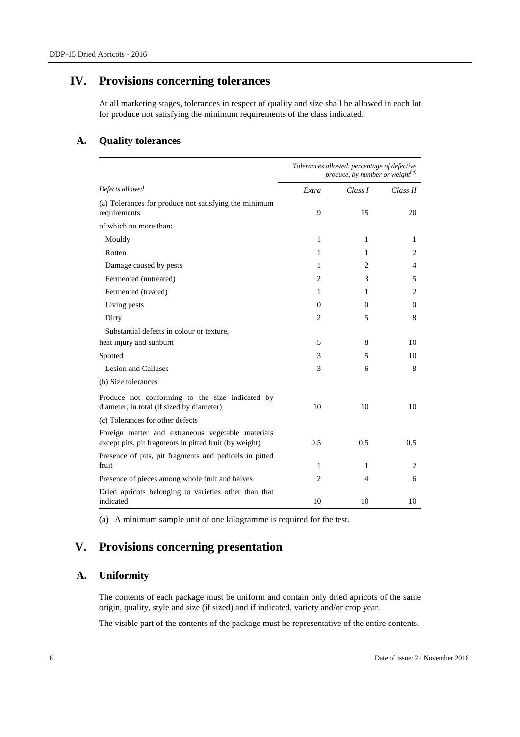# IV. Provisions concerning tolerances

At all marketing stages, tolerances in respect of quality and size shall be allowed in each lot for produce not satisfying the minimum requirements of the class indicated.

## A. Quality tolerances

| | *Tolerances allowed, percentage of defective produce, by number or weight*[a] | | |
|---|---|---|---|
| *Defects allowed* | *Extra* | *Class I* | *Class II* |
| (a) Tolerances for produce not satisfying the minimum requirements | 9 | 15 | 20 |
| of which no more than: | | | |
| Mouldy | 1 | 1 | 1 |
| Rotten | 1 | 1 | 2 |
| Damage caused by pests | 1 | 2 | 4 |
| Fermented (untreated) | 2 | 3 | 5 |
| Fermented (treated) | 1 | 1 | 2 |
| Living pests | 0 | 0 | 0 |
| Dirty | 2 | 5 | 8 |
| Substantial defects in colour or texture, heat injury and sunburn | 5 | 8 | 10 |
| Spotted | 3 | 5 | 10 |
| Lesion and Calluses | 3 | 6 | 8 |
| (b) Size tolerances | | | |
| Produce not conforming to the size indicated by diameter, in total (if sized by diameter) | 10 | 10 | 10 |
| (c) Tolerances for other defects | | | |
| Foreign matter and extraneous vegetable materials except pits, pit fragments in pitted fruit (by weight) | 0.5 | 0.5 | 0.5 |
| Presence of pits, pit fragments and pedicels in pitted fruit | 1 | 1 | 2 |
| Presence of pieces among whole fruit and halves | 2 | 4 | 6 |
| Dried apricots belonging to varieties other than that indicated | 10 | 10 | 10 |

(a) A minimum sample unit of one kilogramme is required for the test.

# V. Provisions concerning presentation

## A. Uniformity

The contents of each package must be uniform and contain only dried apricots of the same origin, quality, style and size (if sized) and if indicated, variety and/or crop year.

The visible part of the contents of the package must be representative of the entire contents.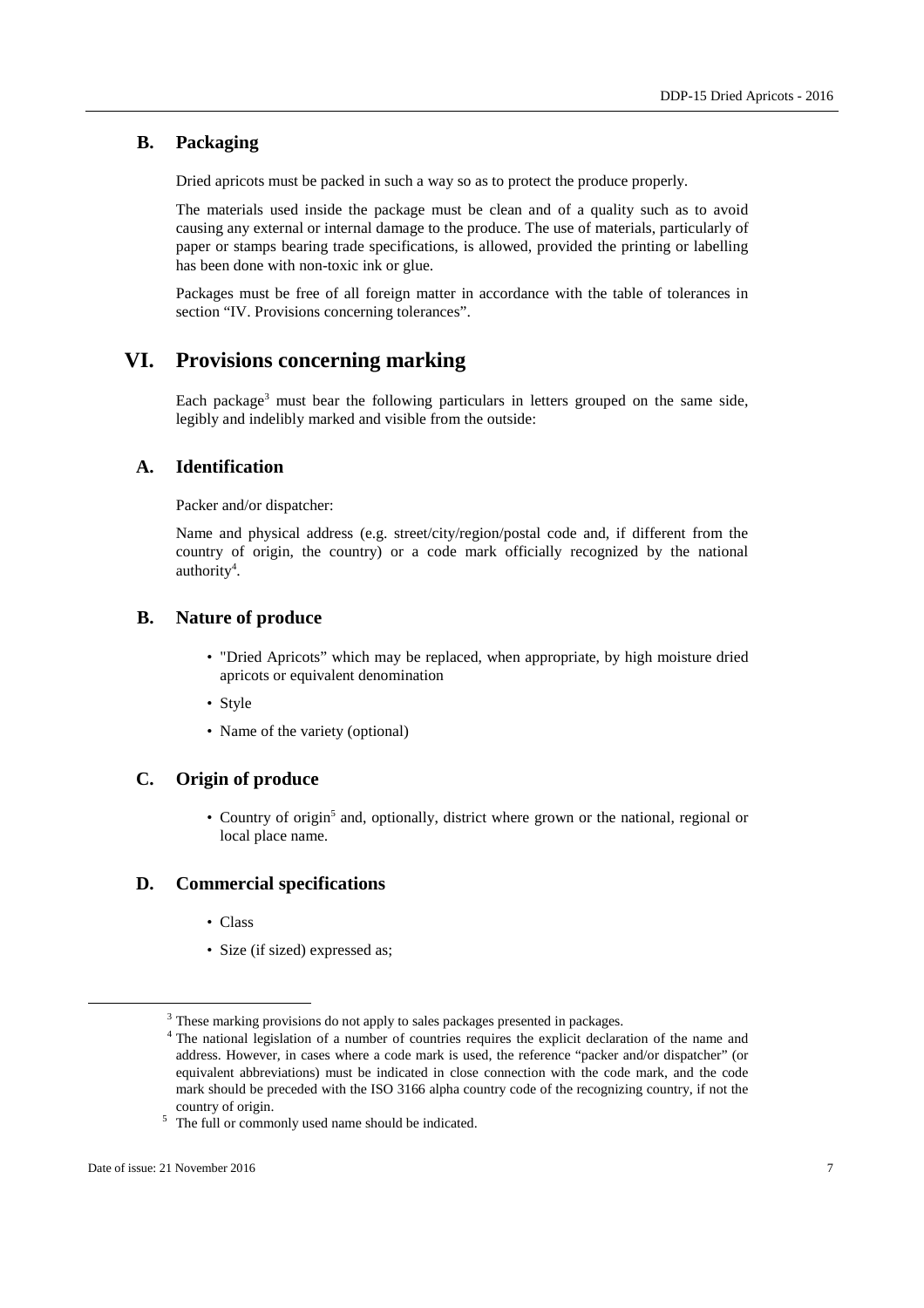### B. Packaging

Dried apricots must be packed in such a way so as to protect the produce properly.

The materials used inside the package must be clean and of a quality such as to avoid causing any external or internal damage to the produce. The use of materials, particularly of paper or stamps bearing trade specifications, is allowed, provided the printing or labelling has been done with non-toxic ink or glue.

Packages must be free of all foreign matter in accordance with the table of tolerances in section "IV. Provisions concerning tolerances".

## VI. Provisions concerning marking

Each package[3] must bear the following particulars in letters grouped on the same side, legibly and indelibly marked and visible from the outside:

### A. Identification

Packer and/or dispatcher:

Name and physical address (e.g. street/city/region/postal code and, if different from the country of origin, the country) or a code mark officially recognized by the national authority[4].

### B. Nature of produce

- "Dried Apricots" which may be replaced, when appropriate, by high moisture dried apricots or equivalent denomination
- Style
- Name of the variety (optional)

### C. Origin of produce

- Country of origin[5] and, optionally, district where grown or the national, regional or local place name.

### D. Commercial specifications

- Class
- Size (if sized) expressed as;

---

[3] These marking provisions do not apply to sales packages presented in packages.

[4] The national legislation of a number of countries requires the explicit declaration of the name and address. However, in cases where a code mark is used, the reference "packer and/or dispatcher" (or equivalent abbreviations) must be indicated in close connection with the code mark, and the code mark should be preceded with the ISO 3166 alpha country code of the recognizing country, if not the country of origin.

[5] The full or commonly used name should be indicated.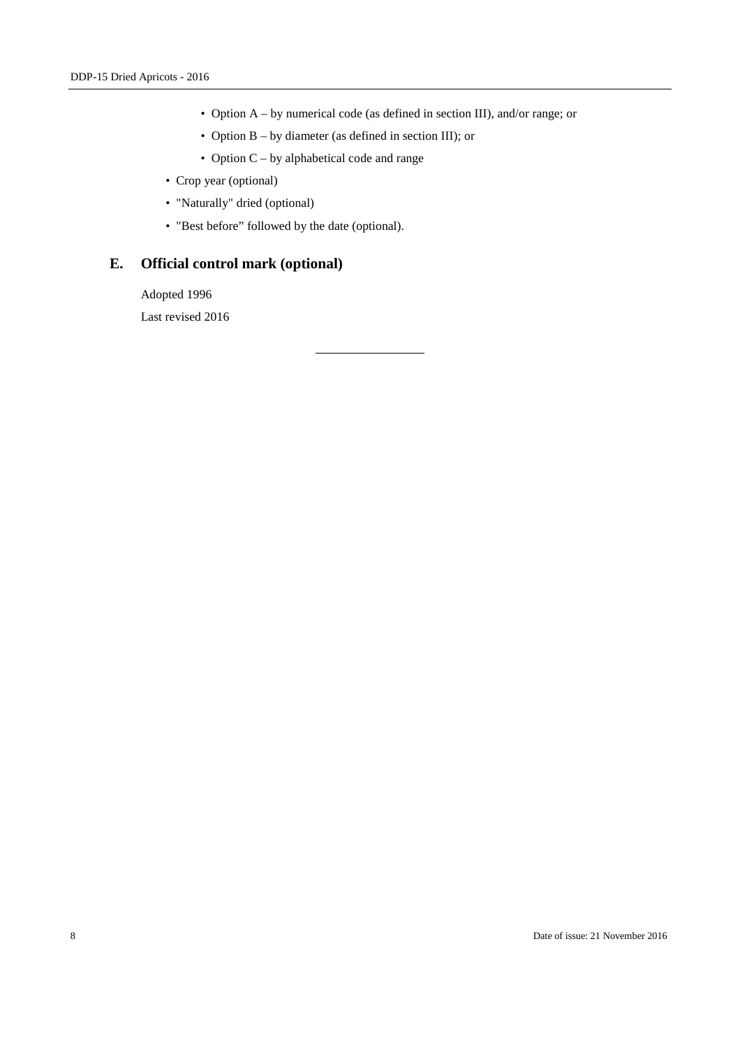- Option A – by numerical code (as defined in section III), and/or range; or
    - Option B – by diameter (as defined in section III); or
    - Option C – by alphabetical code and range
- Crop year (optional)
- "Naturally" dried (optional)
- "Best before" followed by the date (optional).

## E. Official control mark (optional)

Adopted 1996

Last revised 2016